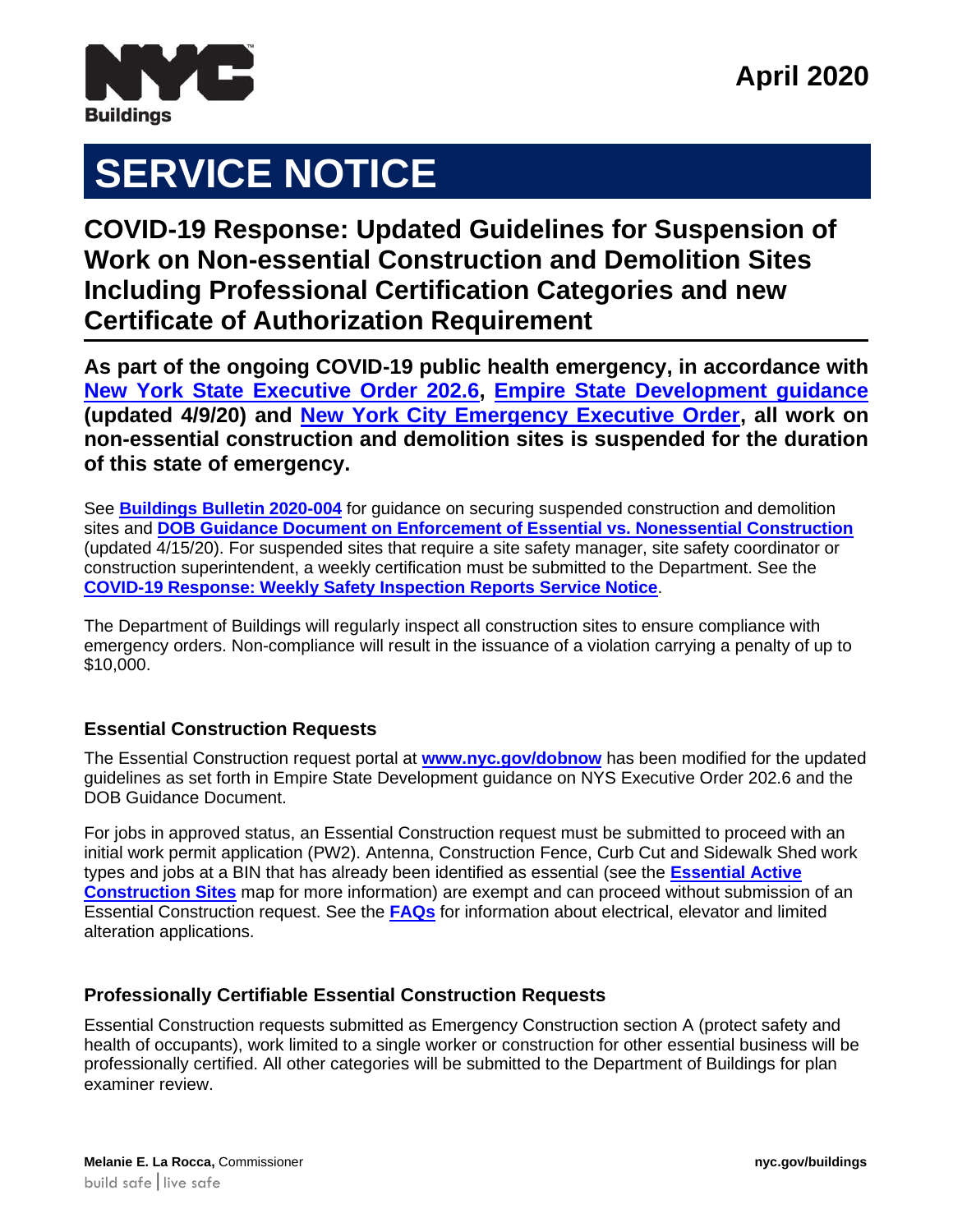April 2020

# SERVICE NOTICE

## COVID-19 Response: Updated Guidelines for Suspension of Work on Non-essential Construction and Demolition Sites Including Professional Certification Categories and new Certificate of Authorization Requirement

**As part of the ongoing COVID-19 public health emergency, in accordance with New York State Executive Order 202.6, Empire State Development guidance (updated 4/9/20) and New York City Emergency Executive Order, all work on non-essential construction and demolition sites is suspended for the duration of this state of emergency.**

See **Buildings Bulletin 2020-004** for guidance on securing suspended construction and demolition sites and **DOB Guidance Document on Enforcement of Essential vs. Nonessential Construction** (updated 4/15/20). For suspended sites that require a site safety manager, site safety coordinator or construction superintendent, a weekly certification must be submitted to the Department. See the **COVID-19 Response: Weekly Safety Inspection Reports Service Notice**.

The Department of Buildings will regularly inspect all construction sites to ensure compliance with emergency orders. Non-compliance will result in the issuance of a violation carrying a penalty of up to $10,000.

### Essential Construction Requests

The Essential Construction request portal at **www.nyc.gov/dobnow** has been modified for the updated guidelines as set forth in Empire State Development guidance on NYS Executive Order 202.6 and the DOB Guidance Document.

For jobs in approved status, an Essential Construction request must be submitted to proceed with an initial work permit application (PW2). Antenna, Construction Fence, Curb Cut and Sidewalk Shed work types and jobs at a BIN that has already been identified as essential (see the **Essential Active Construction Sites** map for more information) are exempt and can proceed without submission of an Essential Construction request. See the **FAQs** for information about electrical, elevator and limited alteration applications.

### Professionally Certifiable Essential Construction Requests

Essential Construction requests submitted as Emergency Construction section A (protect safety and health of occupants), work limited to a single worker or construction for other essential business will be professionally certified. All other categories will be submitted to the Department of Buildings for plan examiner review.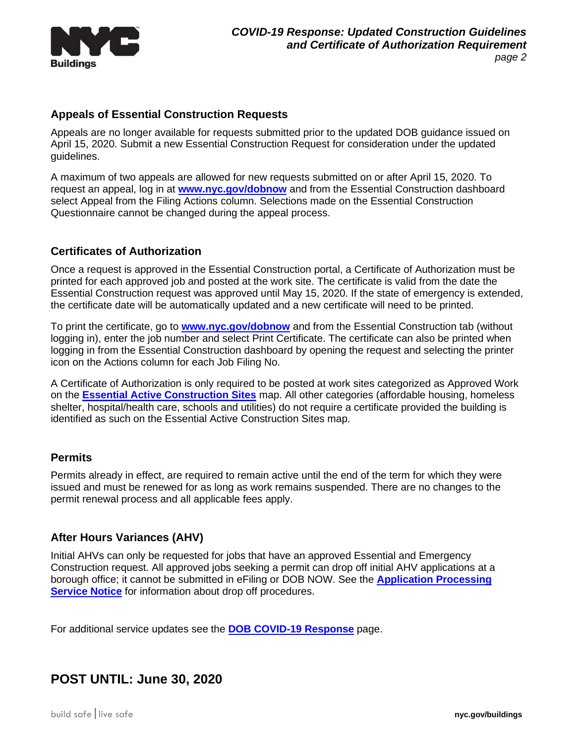## Appeals of Essential Construction Requests

Appeals are no longer available for requests submitted prior to the updated DOB guidance issued on April 15, 2020. Submit a new Essential Construction Request for consideration under the updated guidelines.

A maximum of two appeals are allowed for new requests submitted on or after April 15, 2020. To request an appeal, log in at **www.nyc.gov/dobnow** and from the Essential Construction dashboard select Appeal from the Filing Actions column. Selections made on the Essential Construction Questionnaire cannot be changed during the appeal process.

## Certificates of Authorization

Once a request is approved in the Essential Construction portal, a Certificate of Authorization must be printed for each approved job and posted at the work site. The certificate is valid from the date the Essential Construction request was approved until May 15, 2020. If the state of emergency is extended, the certificate date will be automatically updated and a new certificate will need to be printed.

To print the certificate, go to **www.nyc.gov/dobnow** and from the Essential Construction tab (without logging in), enter the job number and select Print Certificate. The certificate can also be printed when logging in from the Essential Construction dashboard by opening the request and selecting the printer icon on the Actions column for each Job Filing No.

A Certificate of Authorization is only required to be posted at work sites categorized as Approved Work on the **Essential Active Construction Sites** map. All other categories (affordable housing, homeless shelter, hospital/health care, schools and utilities) do not require a certificate provided the building is identified as such on the Essential Active Construction Sites map.

## Permits

Permits already in effect, are required to remain active until the end of the term for which they were issued and must be renewed for as long as work remains suspended. There are no changes to the permit renewal process and all applicable fees apply.

## After Hours Variances (AHV)

Initial AHVs can only be requested for jobs that have an approved Essential and Emergency Construction request. All approved jobs seeking a permit can drop off initial AHV applications at a borough office; it cannot be submitted in eFiling or DOB NOW. See the **Application Processing Service Notice** for information about drop off procedures.

For additional service updates see the **DOB COVID-19 Response** page.

# POST UNTIL: June 30, 2020